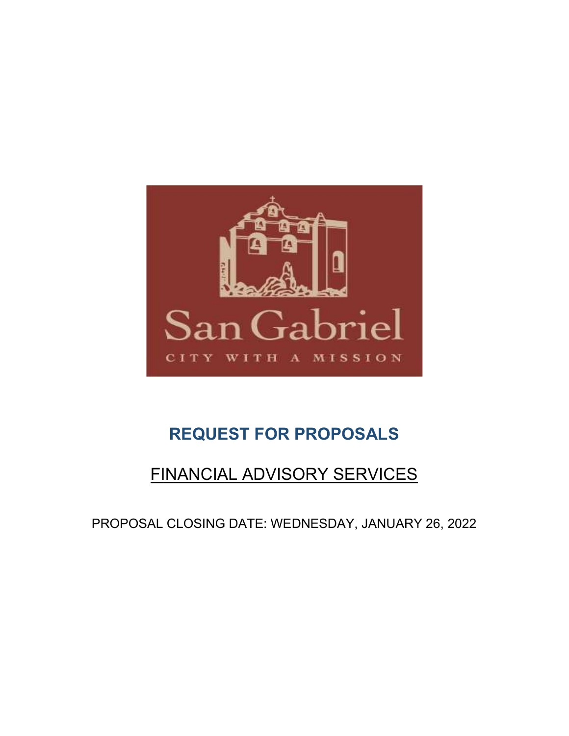San Gabriel

CITY WITH A MISSION

# REQUEST FOR PROPOSALS

## FINANCIAL ADVISORY SERVICES

PROPOSAL CLOSING DATE: WEDNESDAY, JANUARY 26, 2022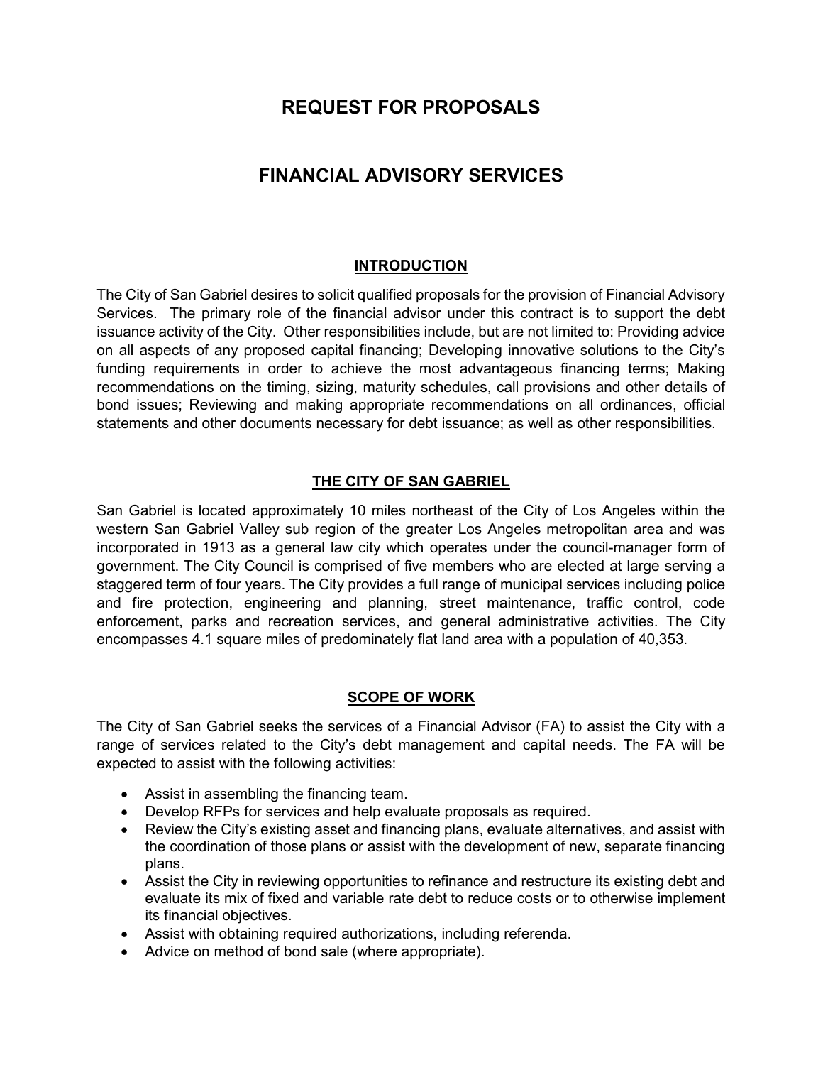# REQUEST FOR PROPOSALS

# FINANCIAL ADVISORY SERVICES

## INTRODUCTION

The City of San Gabriel desires to solicit qualified proposals for the provision of Financial Advisory Services. The primary role of the financial advisor under this contract is to support the debt issuance activity of the City. Other responsibilities include, but are not limited to: Providing advice on all aspects of any proposed capital financing; Developing innovative solutions to the City's funding requirements in order to achieve the most advantageous financing terms; Making recommendations on the timing, sizing, maturity schedules, call provisions and other details of bond issues; Reviewing and making appropriate recommendations on all ordinances, official statements and other documents necessary for debt issuance; as well as other responsibilities.

## THE CITY OF SAN GABRIEL

San Gabriel is located approximately 10 miles northeast of the City of Los Angeles within the western San Gabriel Valley sub region of the greater Los Angeles metropolitan area and was incorporated in 1913 as a general law city which operates under the council-manager form of government. The City Council is comprised of five members who are elected at large serving a staggered term of four years. The City provides a full range of municipal services including police and fire protection, engineering and planning, street maintenance, traffic control, code enforcement, parks and recreation services, and general administrative activities. The City encompasses 4.1 square miles of predominately flat land area with a population of 40,353.

## SCOPE OF WORK

The City of San Gabriel seeks the services of a Financial Advisor (FA) to assist the City with a range of services related to the City's debt management and capital needs. The FA will be expected to assist with the following activities:

- Assist in assembling the financing team.
- Develop RFPs for services and help evaluate proposals as required.
- Review the City's existing asset and financing plans, evaluate alternatives, and assist with the coordination of those plans or assist with the development of new, separate financing plans.
- Assist the City in reviewing opportunities to refinance and restructure its existing debt and evaluate its mix of fixed and variable rate debt to reduce costs or to otherwise implement its financial objectives.
- Assist with obtaining required authorizations, including referenda.
- Advice on method of bond sale (where appropriate).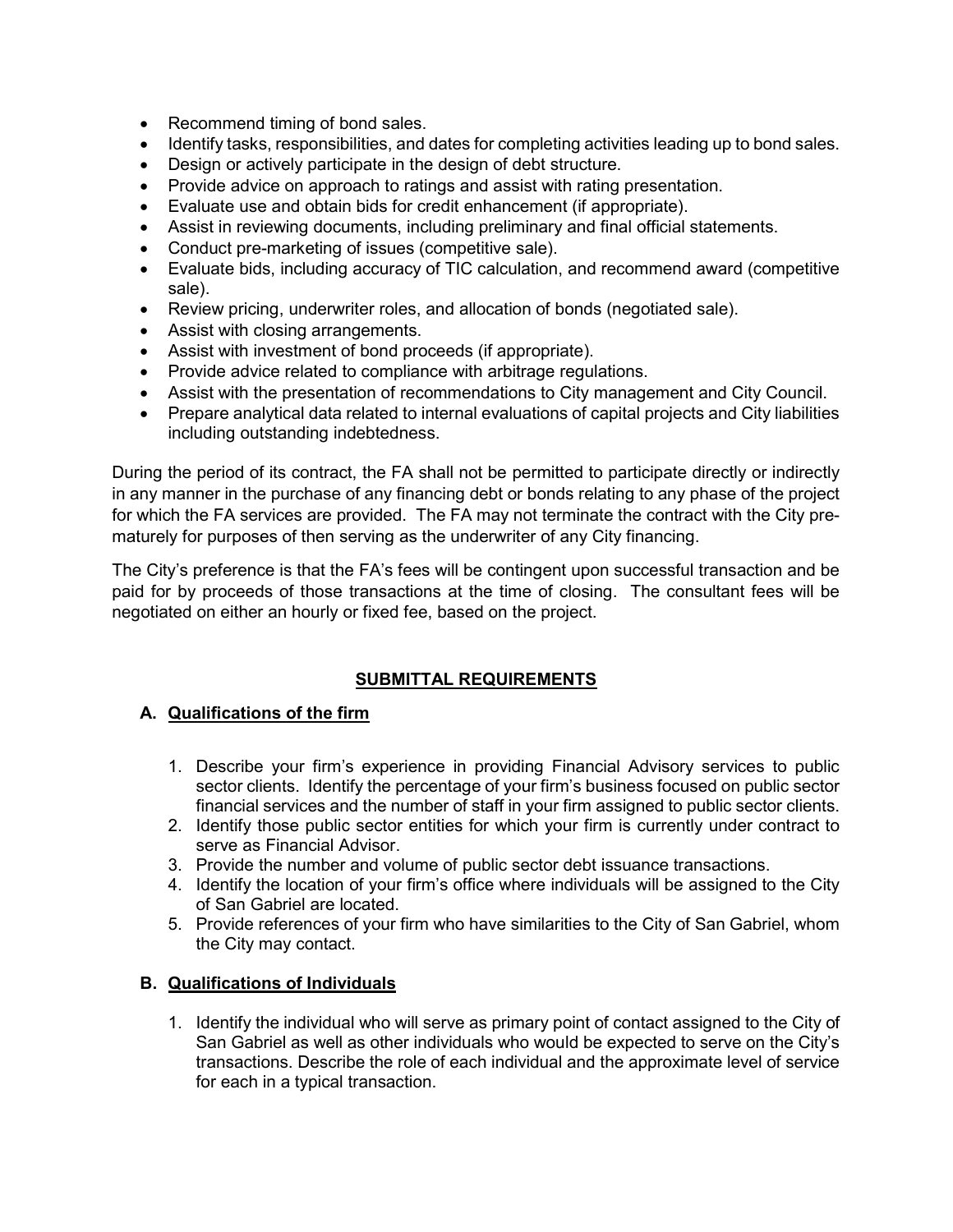- Recommend timing of bond sales.
- Identify tasks, responsibilities, and dates for completing activities leading up to bond sales.
- Design or actively participate in the design of debt structure.
- Provide advice on approach to ratings and assist with rating presentation.
- Evaluate use and obtain bids for credit enhancement (if appropriate).
- Assist in reviewing documents, including preliminary and final official statements.
- Conduct pre-marketing of issues (competitive sale).
- Evaluate bids, including accuracy of TIC calculation, and recommend award (competitive sale).
- Review pricing, underwriter roles, and allocation of bonds (negotiated sale).
- Assist with closing arrangements.
- Assist with investment of bond proceeds (if appropriate).
- Provide advice related to compliance with arbitrage regulations.
- Assist with the presentation of recommendations to City management and City Council.
- Prepare analytical data related to internal evaluations of capital projects and City liabilities including outstanding indebtedness.

During the period of its contract, the FA shall not be permitted to participate directly or indirectly in any manner in the purchase of any financing debt or bonds relating to any phase of the project for which the FA services are provided. The FA may not terminate the contract with the City prematurely for purposes of then serving as the underwriter of any City financing.

The City's preference is that the FA's fees will be contingent upon successful transaction and be paid for by proceeds of those transactions at the time of closing. The consultant fees will be negotiated on either an hourly or fixed fee, based on the project.

## SUBMITTAL REQUIREMENTS

### A. Qualifications of the firm

1. Describe your firm's experience in providing Financial Advisory services to public sector clients. Identify the percentage of your firm's business focused on public sector financial services and the number of staff in your firm assigned to public sector clients.
2. Identify those public sector entities for which your firm is currently under contract to serve as Financial Advisor.
3. Provide the number and volume of public sector debt issuance transactions.
4. Identify the location of your firm's office where individuals will be assigned to the City of San Gabriel are located.
5. Provide references of your firm who have similarities to the City of San Gabriel, whom the City may contact.

### B. Qualifications of Individuals

1. Identify the individual who will serve as primary point of contact assigned to the City of San Gabriel as well as other individuals who would be expected to serve on the City's transactions. Describe the role of each individual and the approximate level of service for each in a typical transaction.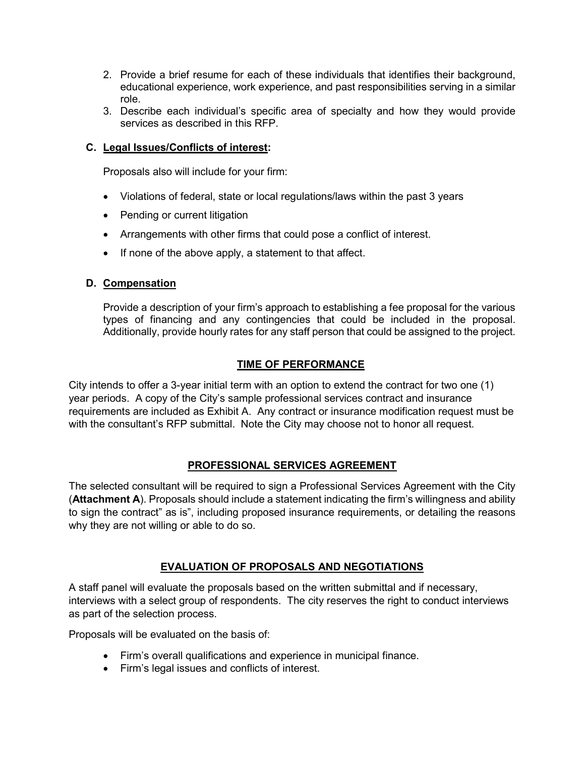2. Provide a brief resume for each of these individuals that identifies their background, educational experience, work experience, and past responsibilities serving in a similar role.
3. Describe each individual's specific area of specialty and how they would provide services as described in this RFP.

### C. Legal Issues/Conflicts of interest:

Proposals also will include for your firm:

- Violations of federal, state or local regulations/laws within the past 3 years
- Pending or current litigation
- Arrangements with other firms that could pose a conflict of interest.
- If none of the above apply, a statement to that affect.

### D. Compensation

Provide a description of your firm's approach to establishing a fee proposal for the various types of financing and any contingencies that could be included in the proposal. Additionally, provide hourly rates for any staff person that could be assigned to the project.

## TIME OF PERFORMANCE

City intends to offer a 3-year initial term with an option to extend the contract for two one (1) year periods. A copy of the City's sample professional services contract and insurance requirements are included as Exhibit A. Any contract or insurance modification request must be with the consultant's RFP submittal. Note the City may choose not to honor all request.

## PROFESSIONAL SERVICES AGREEMENT

The selected consultant will be required to sign a Professional Services Agreement with the City (**Attachment A**). Proposals should include a statement indicating the firm's willingness and ability to sign the contract" as is", including proposed insurance requirements, or detailing the reasons why they are not willing or able to do so.

## EVALUATION OF PROPOSALS AND NEGOTIATIONS

A staff panel will evaluate the proposals based on the written submittal and if necessary, interviews with a select group of respondents. The city reserves the right to conduct interviews as part of the selection process.

Proposals will be evaluated on the basis of:

- Firm's overall qualifications and experience in municipal finance.
- Firm's legal issues and conflicts of interest.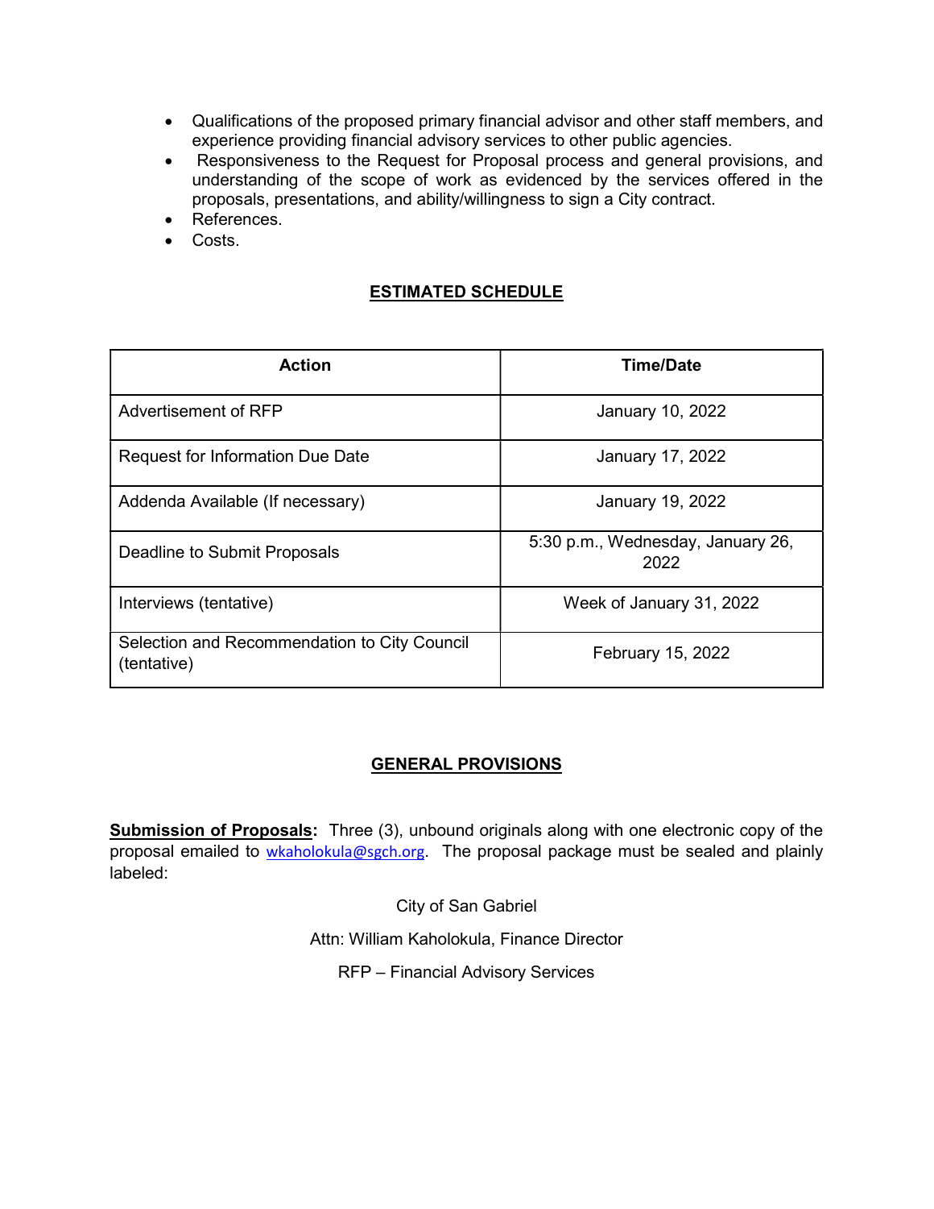- Qualifications of the proposed primary financial advisor and other staff members, and experience providing financial advisory services to other public agencies.
- Responsiveness to the Request for Proposal process and general provisions, and understanding of the scope of work as evidenced by the services offered in the proposals, presentations, and ability/willingness to sign a City contract.
- References.
- Costs.

## ESTIMATED SCHEDULE

| Action | Time/Date |
|---|---|
| Advertisement of RFP | January 10, 2022 |
| Request for Information Due Date | January 17, 2022 |
| Addenda Available (If necessary) | January 19, 2022 |
| Deadline to Submit Proposals | 5:30 p.m., Wednesday, January 26, 2022 |
| Interviews (tentative) | Week of January 31, 2022 |
| Selection and Recommendation to City Council (tentative) | February 15, 2022 |

## GENERAL PROVISIONS

**Submission of Proposals:** Three (3), unbound originals along with one electronic copy of the proposal emailed to wkaholokula@sgch.org. The proposal package must be sealed and plainly labeled:

City of San Gabriel

Attn: William Kaholokula, Finance Director

RFP – Financial Advisory Services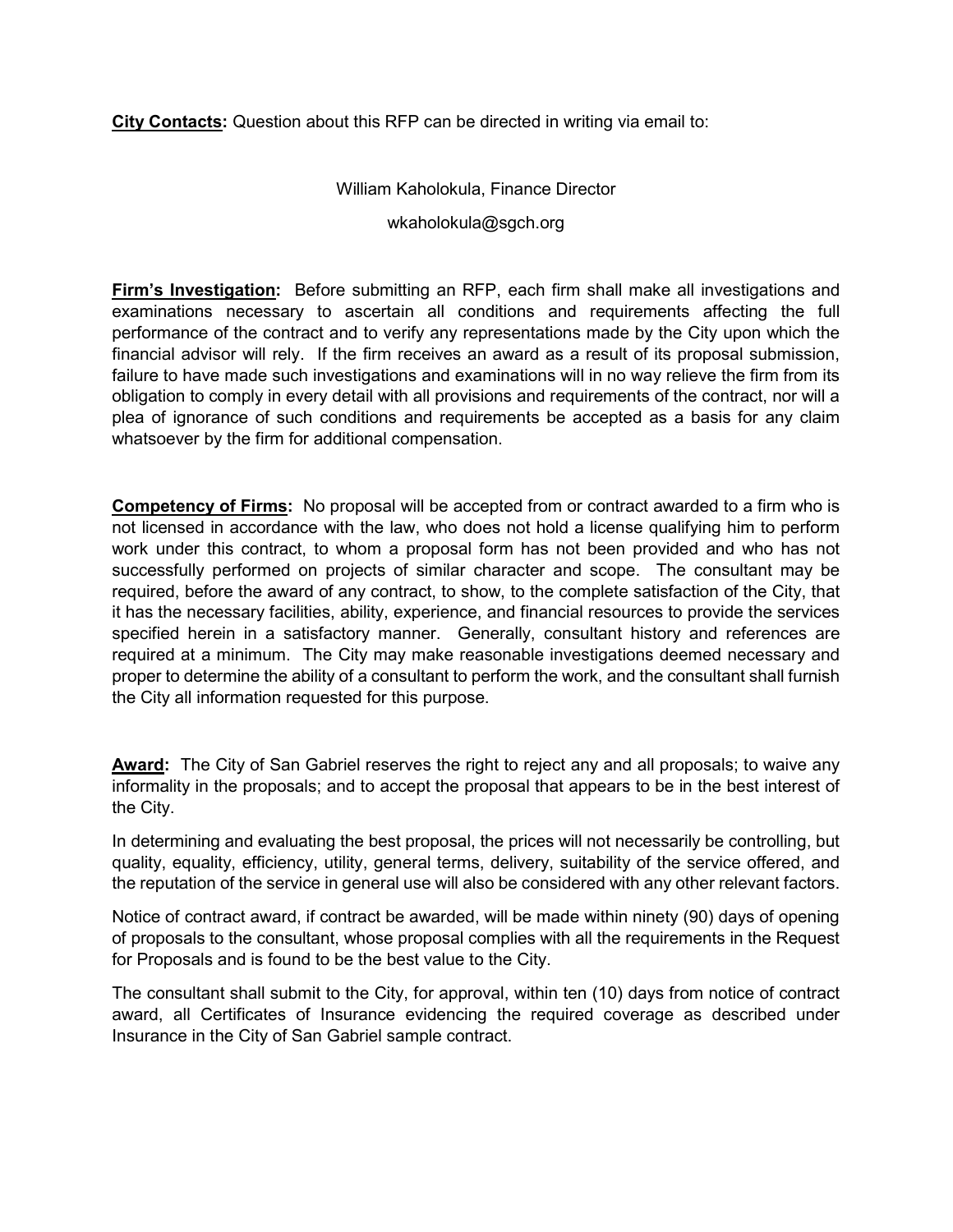**City Contacts:** Question about this RFP can be directed in writing via email to:

William Kaholokula, Finance Director

wkaholokula@sgch.org

**Firm's Investigation:** Before submitting an RFP, each firm shall make all investigations and examinations necessary to ascertain all conditions and requirements affecting the full performance of the contract and to verify any representations made by the City upon which the financial advisor will rely. If the firm receives an award as a result of its proposal submission, failure to have made such investigations and examinations will in no way relieve the firm from its obligation to comply in every detail with all provisions and requirements of the contract, nor will a plea of ignorance of such conditions and requirements be accepted as a basis for any claim whatsoever by the firm for additional compensation.

**Competency of Firms:** No proposal will be accepted from or contract awarded to a firm who is not licensed in accordance with the law, who does not hold a license qualifying him to perform work under this contract, to whom a proposal form has not been provided and who has not successfully performed on projects of similar character and scope. The consultant may be required, before the award of any contract, to show, to the complete satisfaction of the City, that it has the necessary facilities, ability, experience, and financial resources to provide the services specified herein in a satisfactory manner. Generally, consultant history and references are required at a minimum. The City may make reasonable investigations deemed necessary and proper to determine the ability of a consultant to perform the work, and the consultant shall furnish the City all information requested for this purpose.

**Award:** The City of San Gabriel reserves the right to reject any and all proposals; to waive any informality in the proposals; and to accept the proposal that appears to be in the best interest of the City.

In determining and evaluating the best proposal, the prices will not necessarily be controlling, but quality, equality, efficiency, utility, general terms, delivery, suitability of the service offered, and the reputation of the service in general use will also be considered with any other relevant factors.

Notice of contract award, if contract be awarded, will be made within ninety (90) days of opening of proposals to the consultant, whose proposal complies with all the requirements in the Request for Proposals and is found to be the best value to the City.

The consultant shall submit to the City, for approval, within ten (10) days from notice of contract award, all Certificates of Insurance evidencing the required coverage as described under Insurance in the City of San Gabriel sample contract.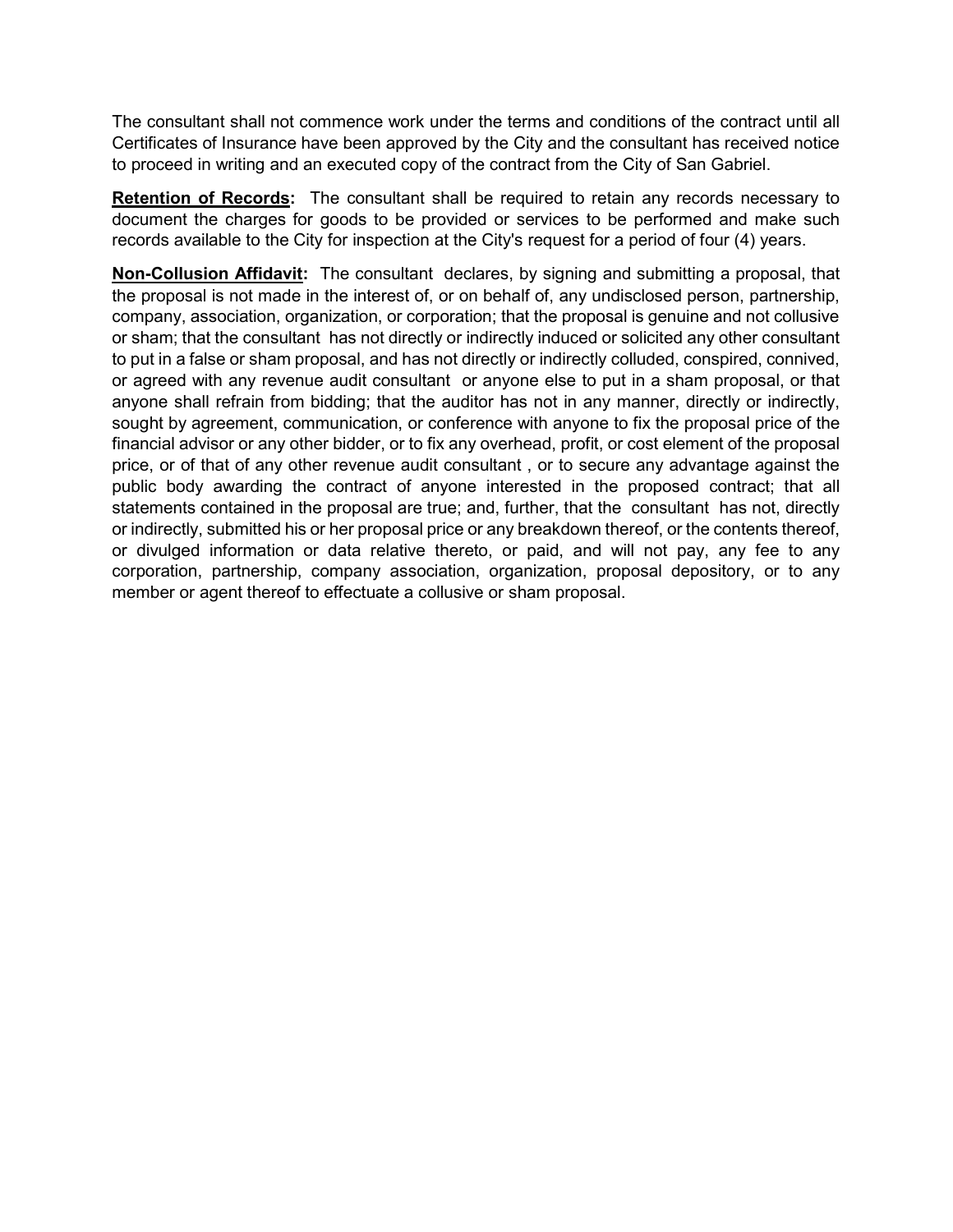The consultant shall not commence work under the terms and conditions of the contract until all Certificates of Insurance have been approved by the City and the consultant has received notice to proceed in writing and an executed copy of the contract from the City of San Gabriel.

**Retention of Records:** The consultant shall be required to retain any records necessary to document the charges for goods to be provided or services to be performed and make such records available to the City for inspection at the City's request for a period of four (4) years.

**Non-Collusion Affidavit:** The consultant declares, by signing and submitting a proposal, that the proposal is not made in the interest of, or on behalf of, any undisclosed person, partnership, company, association, organization, or corporation; that the proposal is genuine and not collusive or sham; that the consultant has not directly or indirectly induced or solicited any other consultant to put in a false or sham proposal, and has not directly or indirectly colluded, conspired, connived, or agreed with any revenue audit consultant or anyone else to put in a sham proposal, or that anyone shall refrain from bidding; that the auditor has not in any manner, directly or indirectly, sought by agreement, communication, or conference with anyone to fix the proposal price of the financial advisor or any other bidder, or to fix any overhead, profit, or cost element of the proposal price, or of that of any other revenue audit consultant , or to secure any advantage against the public body awarding the contract of anyone interested in the proposed contract; that all statements contained in the proposal are true; and, further, that the consultant has not, directly or indirectly, submitted his or her proposal price or any breakdown thereof, or the contents thereof, or divulged information or data relative thereto, or paid, and will not pay, any fee to any corporation, partnership, company association, organization, proposal depository, or to any member or agent thereof to effectuate a collusive or sham proposal.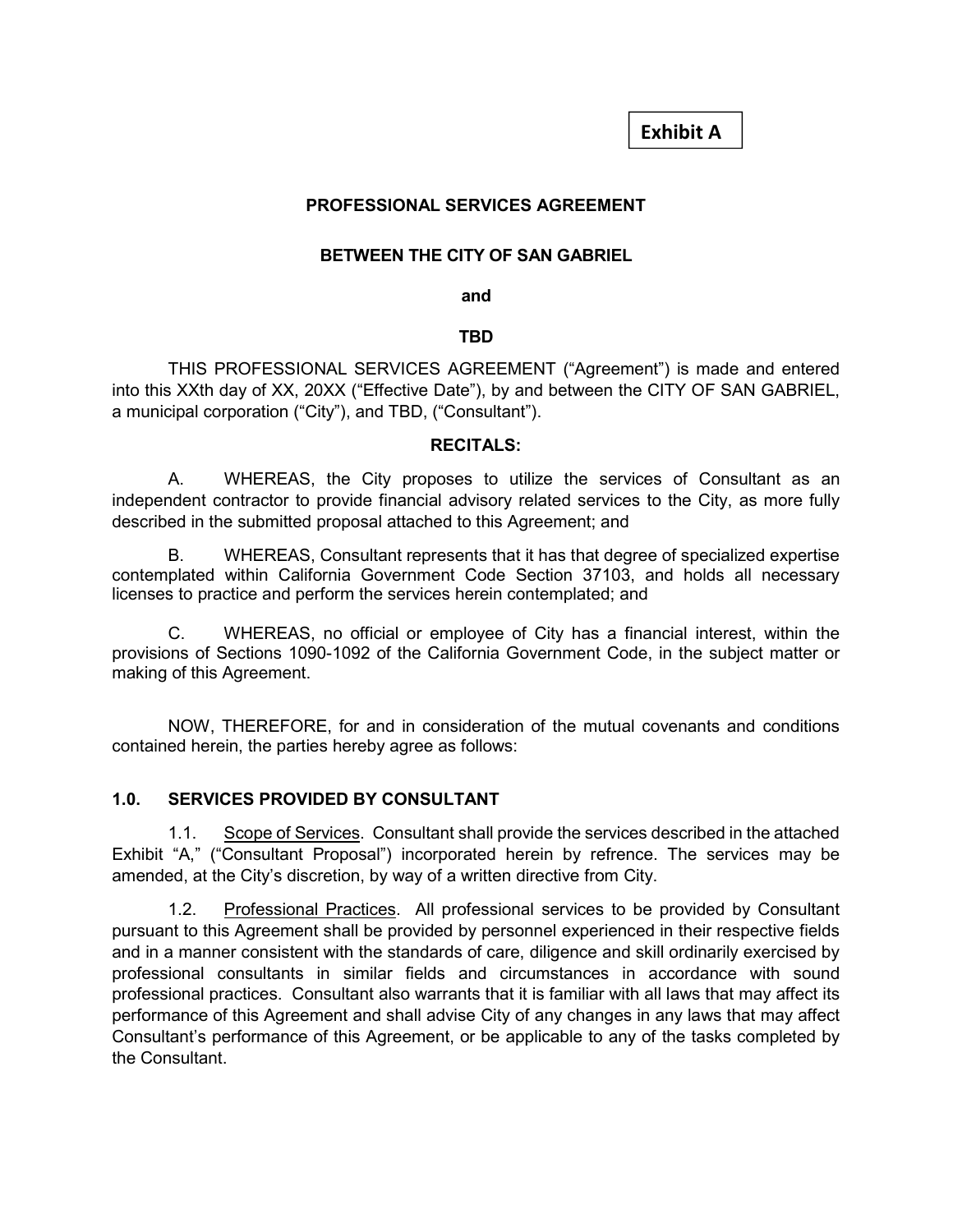**Exhibit A**

**PROFESSIONAL SERVICES AGREEMENT**

**BETWEEN THE CITY OF SAN GABRIEL**

**and**

**TBD**

THIS PROFESSIONAL SERVICES AGREEMENT ("Agreement") is made and entered into this XXth day of XX, 20XX ("Effective Date"), by and between the CITY OF SAN GABRIEL, a municipal corporation ("City"), and TBD, ("Consultant").

**RECITALS:**

A. WHEREAS, the City proposes to utilize the services of Consultant as an independent contractor to provide financial advisory related services to the City, as more fully described in the submitted proposal attached to this Agreement; and

B. WHEREAS, Consultant represents that it has that degree of specialized expertise contemplated within California Government Code Section 37103, and holds all necessary licenses to practice and perform the services herein contemplated; and

C. WHEREAS, no official or employee of City has a financial interest, within the provisions of Sections 1090-1092 of the California Government Code, in the subject matter or making of this Agreement.

NOW, THEREFORE, for and in consideration of the mutual covenants and conditions contained herein, the parties hereby agree as follows:

## 1.0. SERVICES PROVIDED BY CONSULTANT

1.1. Scope of Services. Consultant shall provide the services described in the attached Exhibit "A," ("Consultant Proposal") incorporated herein by refrence. The services may be amended, at the City's discretion, by way of a written directive from City.

1.2. Professional Practices. All professional services to be provided by Consultant pursuant to this Agreement shall be provided by personnel experienced in their respective fields and in a manner consistent with the standards of care, diligence and skill ordinarily exercised by professional consultants in similar fields and circumstances in accordance with sound professional practices. Consultant also warrants that it is familiar with all laws that may affect its performance of this Agreement and shall advise City of any changes in any laws that may affect Consultant's performance of this Agreement, or be applicable to any of the tasks completed by the Consultant.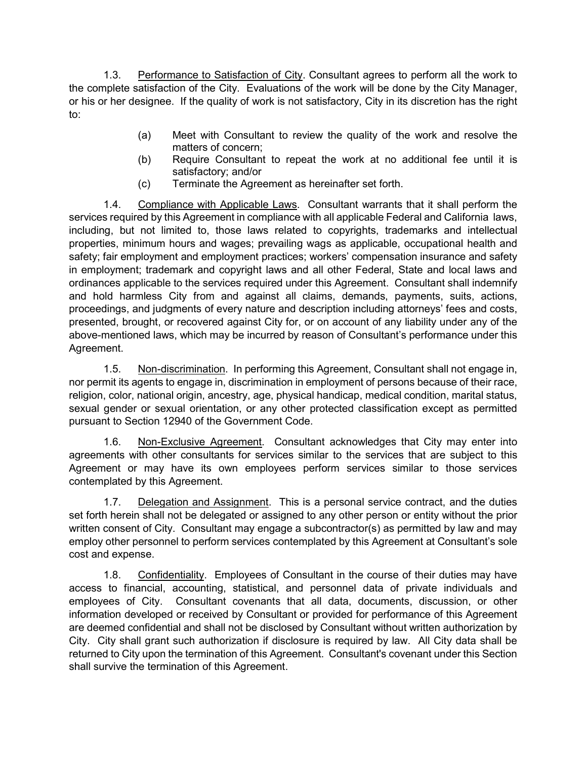1.3. Performance to Satisfaction of City. Consultant agrees to perform all the work to the complete satisfaction of the City. Evaluations of the work will be done by the City Manager, or his or her designee. If the quality of work is not satisfactory, City in its discretion has the right to:

(a) Meet with Consultant to review the quality of the work and resolve the matters of concern;

(b) Require Consultant to repeat the work at no additional fee until it is satisfactory; and/or

(c) Terminate the Agreement as hereinafter set forth.

1.4. Compliance with Applicable Laws. Consultant warrants that it shall perform the services required by this Agreement in compliance with all applicable Federal and California laws, including, but not limited to, those laws related to copyrights, trademarks and intellectual properties, minimum hours and wages; prevailing wags as applicable, occupational health and safety; fair employment and employment practices; workers' compensation insurance and safety in employment; trademark and copyright laws and all other Federal, State and local laws and ordinances applicable to the services required under this Agreement. Consultant shall indemnify and hold harmless City from and against all claims, demands, payments, suits, actions, proceedings, and judgments of every nature and description including attorneys' fees and costs, presented, brought, or recovered against City for, or on account of any liability under any of the above-mentioned laws, which may be incurred by reason of Consultant's performance under this Agreement.

1.5. Non-discrimination. In performing this Agreement, Consultant shall not engage in, nor permit its agents to engage in, discrimination in employment of persons because of their race, religion, color, national origin, ancestry, age, physical handicap, medical condition, marital status, sexual gender or sexual orientation, or any other protected classification except as permitted pursuant to Section 12940 of the Government Code.

1.6. Non-Exclusive Agreement. Consultant acknowledges that City may enter into agreements with other consultants for services similar to the services that are subject to this Agreement or may have its own employees perform services similar to those services contemplated by this Agreement.

1.7. Delegation and Assignment. This is a personal service contract, and the duties set forth herein shall not be delegated or assigned to any other person or entity without the prior written consent of City. Consultant may engage a subcontractor(s) as permitted by law and may employ other personnel to perform services contemplated by this Agreement at Consultant's sole cost and expense.

1.8. Confidentiality. Employees of Consultant in the course of their duties may have access to financial, accounting, statistical, and personnel data of private individuals and employees of City. Consultant covenants that all data, documents, discussion, or other information developed or received by Consultant or provided for performance of this Agreement are deemed confidential and shall not be disclosed by Consultant without written authorization by City. City shall grant such authorization if disclosure is required by law. All City data shall be returned to City upon the termination of this Agreement. Consultant's covenant under this Section shall survive the termination of this Agreement.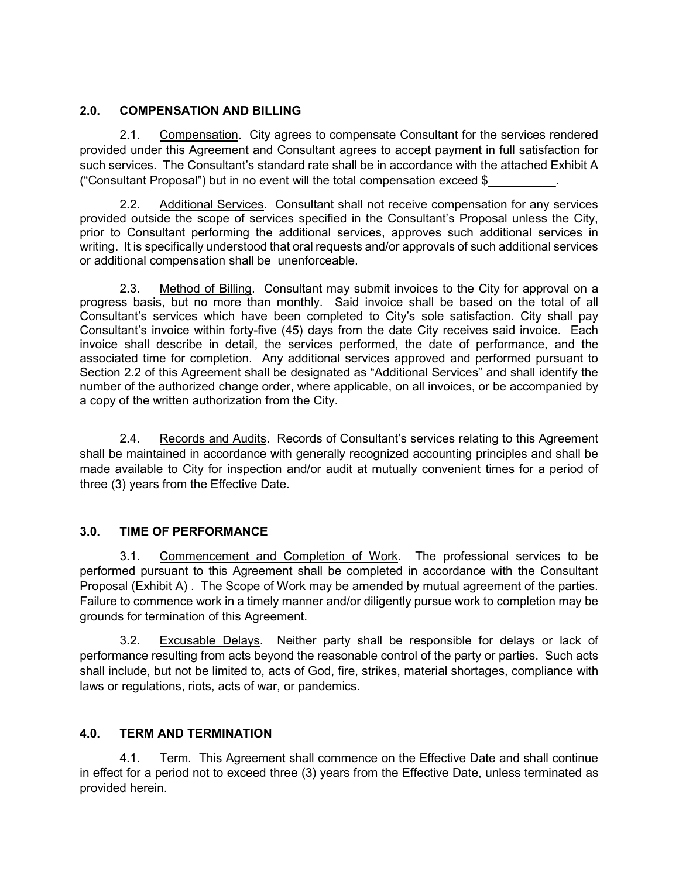## 2.0. COMPENSATION AND BILLING

2.1. Compensation. City agrees to compensate Consultant for the services rendered provided under this Agreement and Consultant agrees to accept payment in full satisfaction for such services. The Consultant's standard rate shall be in accordance with the attached Exhibit A ("Consultant Proposal") but in no event will the total compensation exceed $__________.

2.2. Additional Services. Consultant shall not receive compensation for any services provided outside the scope of services specified in the Consultant's Proposal unless the City, prior to Consultant performing the additional services, approves such additional services in writing. It is specifically understood that oral requests and/or approvals of such additional services or additional compensation shall be unenforceable.

2.3. Method of Billing. Consultant may submit invoices to the City for approval on a progress basis, but no more than monthly. Said invoice shall be based on the total of all Consultant's services which have been completed to City's sole satisfaction. City shall pay Consultant's invoice within forty-five (45) days from the date City receives said invoice. Each invoice shall describe in detail, the services performed, the date of performance, and the associated time for completion. Any additional services approved and performed pursuant to Section 2.2 of this Agreement shall be designated as "Additional Services" and shall identify the number of the authorized change order, where applicable, on all invoices, or be accompanied by a copy of the written authorization from the City.

2.4. Records and Audits. Records of Consultant's services relating to this Agreement shall be maintained in accordance with generally recognized accounting principles and shall be made available to City for inspection and/or audit at mutually convenient times for a period of three (3) years from the Effective Date.

## 3.0. TIME OF PERFORMANCE

3.1. Commencement and Completion of Work. The professional services to be performed pursuant to this Agreement shall be completed in accordance with the Consultant Proposal (Exhibit A) . The Scope of Work may be amended by mutual agreement of the parties. Failure to commence work in a timely manner and/or diligently pursue work to completion may be grounds for termination of this Agreement.

3.2. Excusable Delays. Neither party shall be responsible for delays or lack of performance resulting from acts beyond the reasonable control of the party or parties. Such acts shall include, but not be limited to, acts of God, fire, strikes, material shortages, compliance with laws or regulations, riots, acts of war, or pandemics.

## 4.0. TERM AND TERMINATION

4.1. Term. This Agreement shall commence on the Effective Date and shall continue in effect for a period not to exceed three (3) years from the Effective Date, unless terminated as provided herein.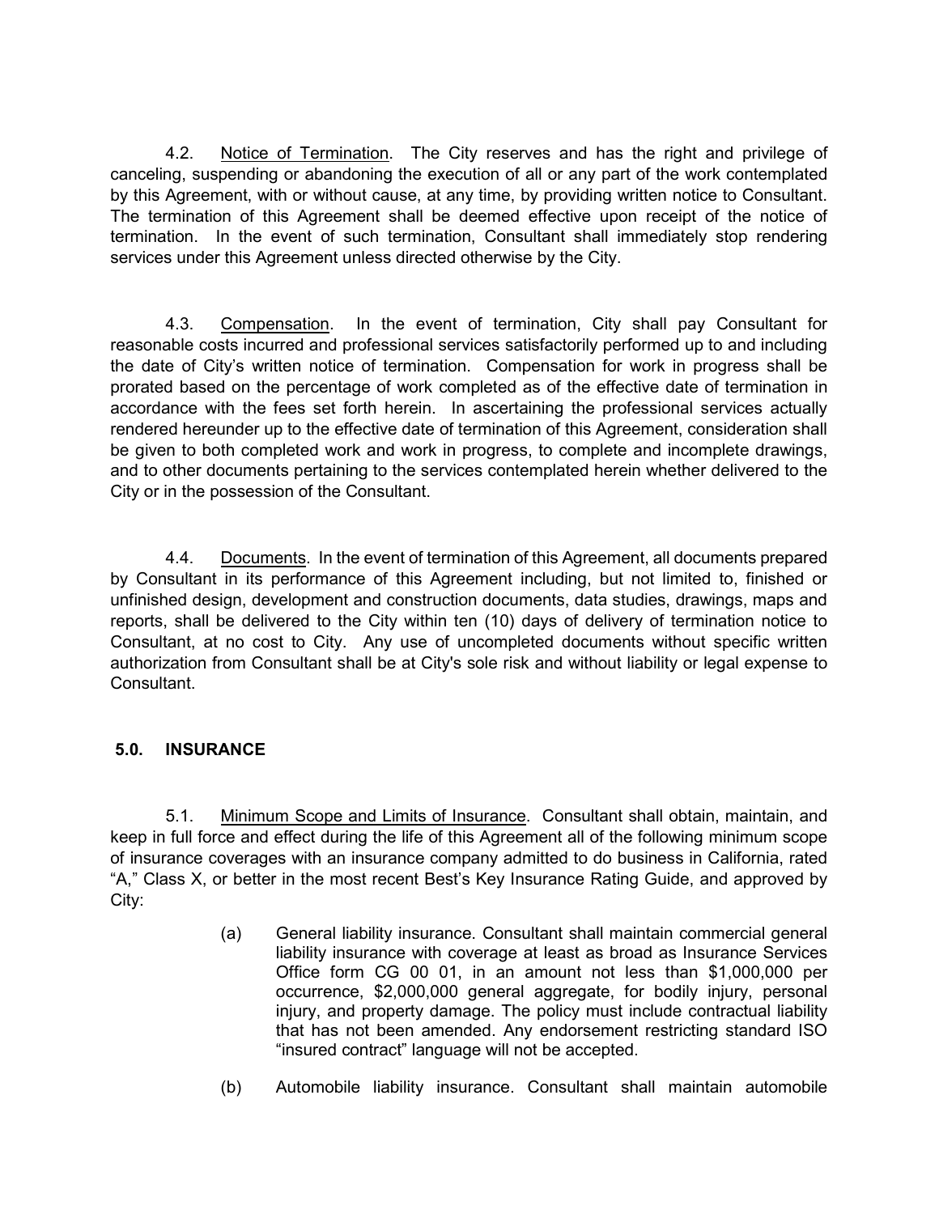4.2. Notice of Termination. The City reserves and has the right and privilege of canceling, suspending or abandoning the execution of all or any part of the work contemplated by this Agreement, with or without cause, at any time, by providing written notice to Consultant. The termination of this Agreement shall be deemed effective upon receipt of the notice of termination. In the event of such termination, Consultant shall immediately stop rendering services under this Agreement unless directed otherwise by the City.

4.3. Compensation. In the event of termination, City shall pay Consultant for reasonable costs incurred and professional services satisfactorily performed up to and including the date of City's written notice of termination. Compensation for work in progress shall be prorated based on the percentage of work completed as of the effective date of termination in accordance with the fees set forth herein. In ascertaining the professional services actually rendered hereunder up to the effective date of termination of this Agreement, consideration shall be given to both completed work and work in progress, to complete and incomplete drawings, and to other documents pertaining to the services contemplated herein whether delivered to the City or in the possession of the Consultant.

4.4. Documents. In the event of termination of this Agreement, all documents prepared by Consultant in its performance of this Agreement including, but not limited to, finished or unfinished design, development and construction documents, data studies, drawings, maps and reports, shall be delivered to the City within ten (10) days of delivery of termination notice to Consultant, at no cost to City. Any use of uncompleted documents without specific written authorization from Consultant shall be at City's sole risk and without liability or legal expense to Consultant.

## 5.0. INSURANCE

5.1. Minimum Scope and Limits of Insurance. Consultant shall obtain, maintain, and keep in full force and effect during the life of this Agreement all of the following minimum scope of insurance coverages with an insurance company admitted to do business in California, rated "A," Class X, or better in the most recent Best's Key Insurance Rating Guide, and approved by City:

(a) General liability insurance. Consultant shall maintain commercial general liability insurance with coverage at least as broad as Insurance Services Office form CG 00 01, in an amount not less than $1,000,000 per occurrence, $2,000,000 general aggregate, for bodily injury, personal injury, and property damage. The policy must include contractual liability that has not been amended. Any endorsement restricting standard ISO "insured contract" language will not be accepted.

(b) Automobile liability insurance. Consultant shall maintain automobile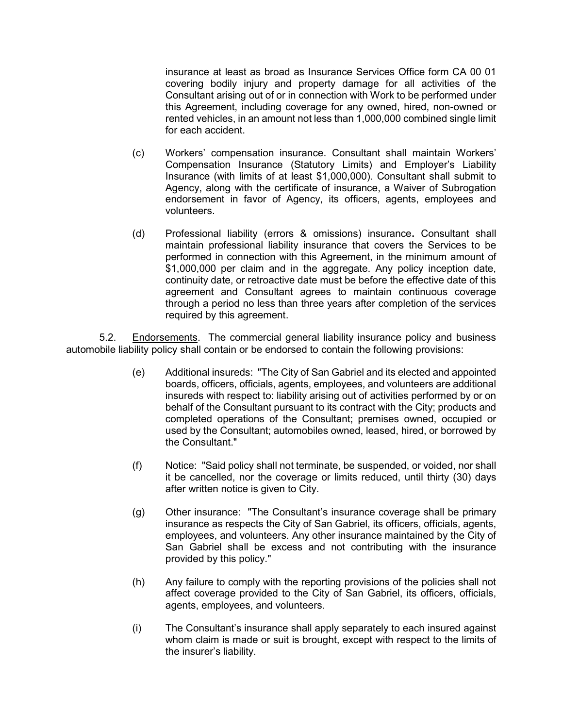insurance at least as broad as Insurance Services Office form CA 00 01 covering bodily injury and property damage for all activities of the Consultant arising out of or in connection with Work to be performed under this Agreement, including coverage for any owned, hired, non-owned or rented vehicles, in an amount not less than 1,000,000 combined single limit for each accident.

(c) Workers' compensation insurance. Consultant shall maintain Workers' Compensation Insurance (Statutory Limits) and Employer's Liability Insurance (with limits of at least $1,000,000). Consultant shall submit to Agency, along with the certificate of insurance, a Waiver of Subrogation endorsement in favor of Agency, its officers, agents, employees and volunteers.

(d) Professional liability (errors & omissions) insurance**.** Consultant shall maintain professional liability insurance that covers the Services to be performed in connection with this Agreement, in the minimum amount of $1,000,000 per claim and in the aggregate. Any policy inception date, continuity date, or retroactive date must be before the effective date of this agreement and Consultant agrees to maintain continuous coverage through a period no less than three years after completion of the services required by this agreement.

5.2. Endorsements. The commercial general liability insurance policy and business automobile liability policy shall contain or be endorsed to contain the following provisions:

(e) Additional insureds: "The City of San Gabriel and its elected and appointed boards, officers, officials, agents, employees, and volunteers are additional insureds with respect to: liability arising out of activities performed by or on behalf of the Consultant pursuant to its contract with the City; products and completed operations of the Consultant; premises owned, occupied or used by the Consultant; automobiles owned, leased, hired, or borrowed by the Consultant."

(f) Notice: "Said policy shall not terminate, be suspended, or voided, nor shall it be cancelled, nor the coverage or limits reduced, until thirty (30) days after written notice is given to City.

(g) Other insurance: "The Consultant's insurance coverage shall be primary insurance as respects the City of San Gabriel, its officers, officials, agents, employees, and volunteers. Any other insurance maintained by the City of San Gabriel shall be excess and not contributing with the insurance provided by this policy."

(h) Any failure to comply with the reporting provisions of the policies shall not affect coverage provided to the City of San Gabriel, its officers, officials, agents, employees, and volunteers.

(i) The Consultant's insurance shall apply separately to each insured against whom claim is made or suit is brought, except with respect to the limits of the insurer's liability.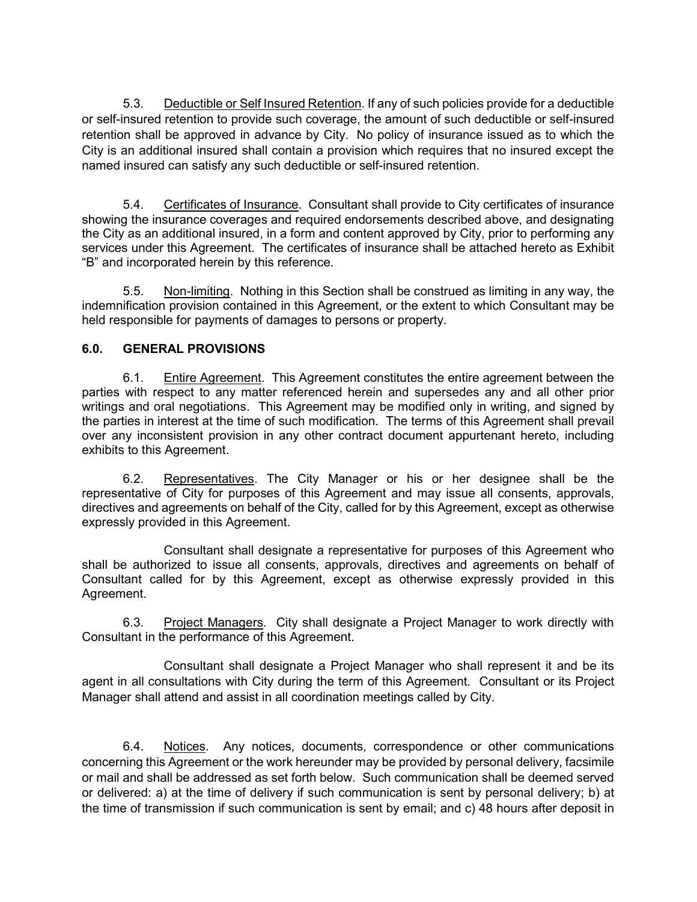5.3. Deductible or Self Insured Retention. If any of such policies provide for a deductible or self-insured retention to provide such coverage, the amount of such deductible or self-insured retention shall be approved in advance by City. No policy of insurance issued as to which the City is an additional insured shall contain a provision which requires that no insured except the named insured can satisfy any such deductible or self-insured retention.

5.4. Certificates of Insurance. Consultant shall provide to City certificates of insurance showing the insurance coverages and required endorsements described above, and designating the City as an additional insured, in a form and content approved by City, prior to performing any services under this Agreement. The certificates of insurance shall be attached hereto as Exhibit "B" and incorporated herein by this reference.

5.5. Non-limiting. Nothing in this Section shall be construed as limiting in any way, the indemnification provision contained in this Agreement, or the extent to which Consultant may be held responsible for payments of damages to persons or property.

## 6.0. GENERAL PROVISIONS

6.1. Entire Agreement. This Agreement constitutes the entire agreement between the parties with respect to any matter referenced herein and supersedes any and all other prior writings and oral negotiations. This Agreement may be modified only in writing, and signed by the parties in interest at the time of such modification. The terms of this Agreement shall prevail over any inconsistent provision in any other contract document appurtenant hereto, including exhibits to this Agreement.

6.2. Representatives. The City Manager or his or her designee shall be the representative of City for purposes of this Agreement and may issue all consents, approvals, directives and agreements on behalf of the City, called for by this Agreement, except as otherwise expressly provided in this Agreement.

Consultant shall designate a representative for purposes of this Agreement who shall be authorized to issue all consents, approvals, directives and agreements on behalf of Consultant called for by this Agreement, except as otherwise expressly provided in this Agreement.

6.3. Project Managers. City shall designate a Project Manager to work directly with Consultant in the performance of this Agreement.

Consultant shall designate a Project Manager who shall represent it and be its agent in all consultations with City during the term of this Agreement. Consultant or its Project Manager shall attend and assist in all coordination meetings called by City.

6.4. Notices. Any notices, documents, correspondence or other communications concerning this Agreement or the work hereunder may be provided by personal delivery, facsimile or mail and shall be addressed as set forth below. Such communication shall be deemed served or delivered: a) at the time of delivery if such communication is sent by personal delivery; b) at the time of transmission if such communication is sent by email; and c) 48 hours after deposit in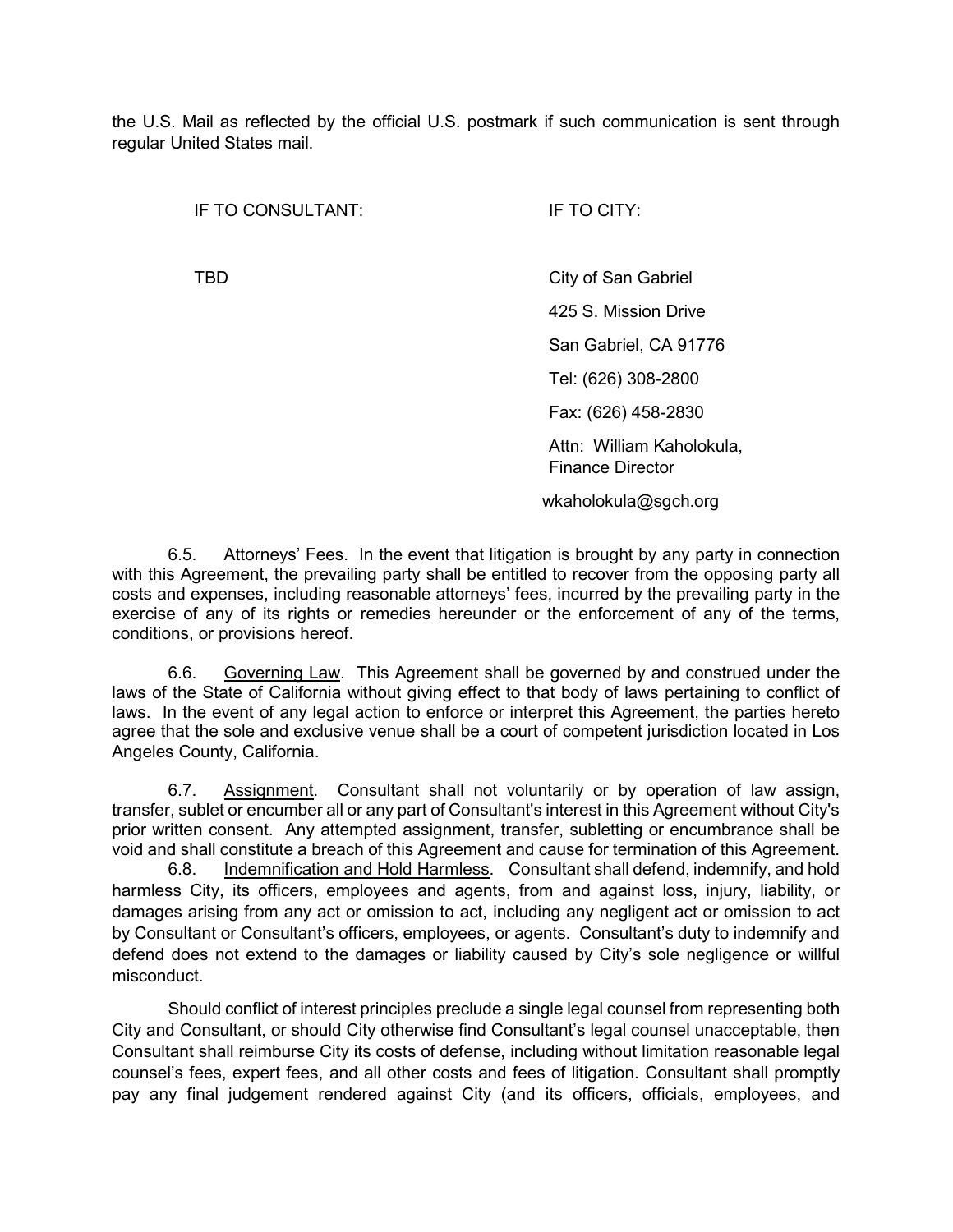the U.S. Mail as reflected by the official U.S. postmark if such communication is sent through regular United States mail.

| IF TO CONSULTANT: | IF TO CITY: |
|---|---|
| TBD | City of San Gabriel<br>425 S. Mission Drive<br>San Gabriel, CA 91776<br>Tel: (626) 308-2800<br>Fax: (626) 458-2830<br>Attn: William Kaholokula, Finance Director<br>wkaholokula@sgch.org |

6.5. Attorneys' Fees. In the event that litigation is brought by any party in connection with this Agreement, the prevailing party shall be entitled to recover from the opposing party all costs and expenses, including reasonable attorneys' fees, incurred by the prevailing party in the exercise of any of its rights or remedies hereunder or the enforcement of any of the terms, conditions, or provisions hereof.

6.6. Governing Law. This Agreement shall be governed by and construed under the laws of the State of California without giving effect to that body of laws pertaining to conflict of laws. In the event of any legal action to enforce or interpret this Agreement, the parties hereto agree that the sole and exclusive venue shall be a court of competent jurisdiction located in Los Angeles County, California.

6.7. Assignment. Consultant shall not voluntarily or by operation of law assign, transfer, sublet or encumber all or any part of Consultant's interest in this Agreement without City's prior written consent. Any attempted assignment, transfer, subletting or encumbrance shall be void and shall constitute a breach of this Agreement and cause for termination of this Agreement.

6.8. Indemnification and Hold Harmless. Consultant shall defend, indemnify, and hold harmless City, its officers, employees and agents, from and against loss, injury, liability, or damages arising from any act or omission to act, including any negligent act or omission to act by Consultant or Consultant's officers, employees, or agents. Consultant's duty to indemnify and defend does not extend to the damages or liability caused by City's sole negligence or willful misconduct.

Should conflict of interest principles preclude a single legal counsel from representing both City and Consultant, or should City otherwise find Consultant's legal counsel unacceptable, then Consultant shall reimburse City its costs of defense, including without limitation reasonable legal counsel's fees, expert fees, and all other costs and fees of litigation. Consultant shall promptly pay any final judgement rendered against City (and its officers, officials, employees, and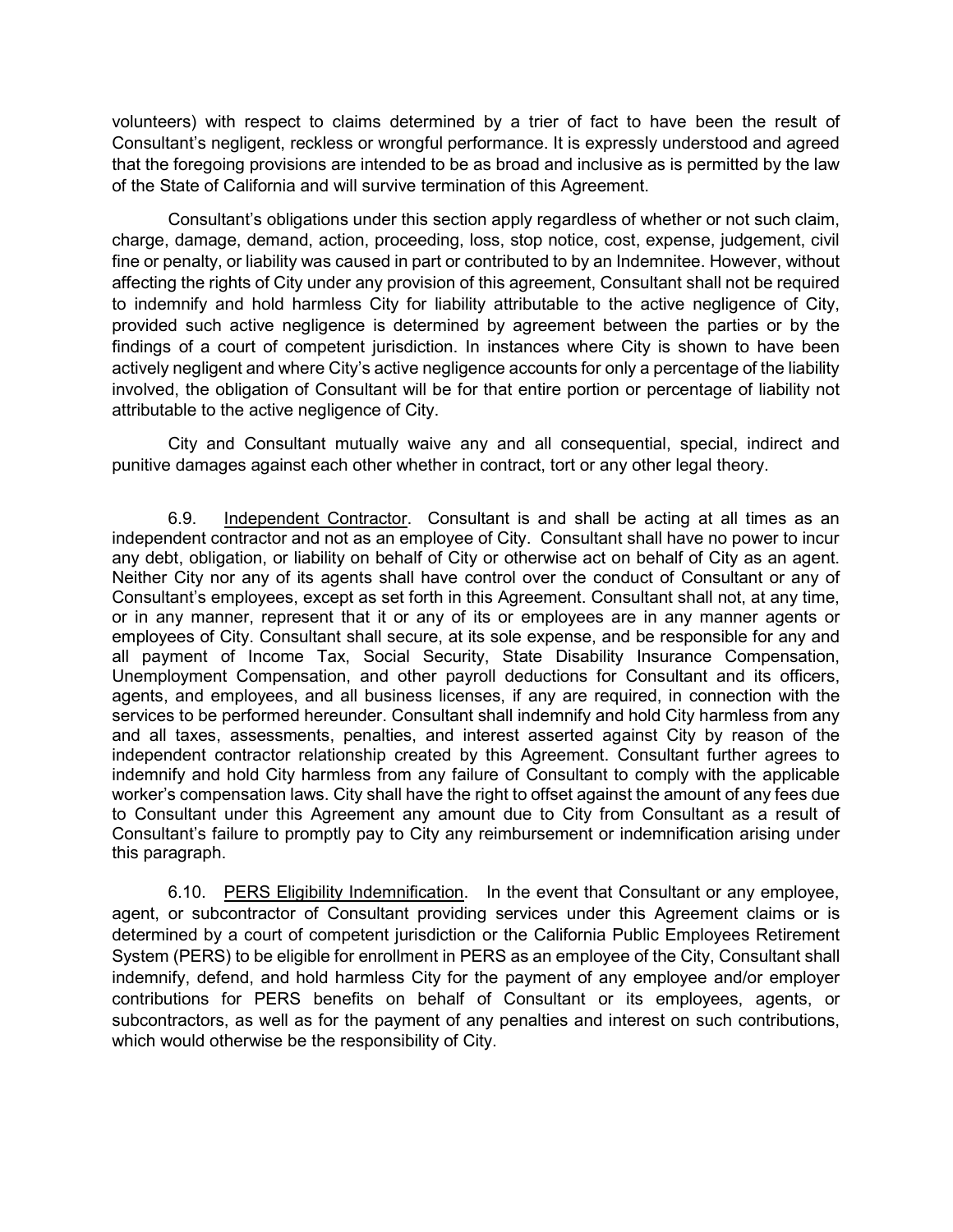volunteers) with respect to claims determined by a trier of fact to have been the result of Consultant's negligent, reckless or wrongful performance. It is expressly understood and agreed that the foregoing provisions are intended to be as broad and inclusive as is permitted by the law of the State of California and will survive termination of this Agreement.

Consultant's obligations under this section apply regardless of whether or not such claim, charge, damage, demand, action, proceeding, loss, stop notice, cost, expense, judgement, civil fine or penalty, or liability was caused in part or contributed to by an Indemnitee. However, without affecting the rights of City under any provision of this agreement, Consultant shall not be required to indemnify and hold harmless City for liability attributable to the active negligence of City, provided such active negligence is determined by agreement between the parties or by the findings of a court of competent jurisdiction. In instances where City is shown to have been actively negligent and where City's active negligence accounts for only a percentage of the liability involved, the obligation of Consultant will be for that entire portion or percentage of liability not attributable to the active negligence of City.

City and Consultant mutually waive any and all consequential, special, indirect and punitive damages against each other whether in contract, tort or any other legal theory.

6.9. <u>Independent Contractor</u>. Consultant is and shall be acting at all times as an independent contractor and not as an employee of City. Consultant shall have no power to incur any debt, obligation, or liability on behalf of City or otherwise act on behalf of City as an agent. Neither City nor any of its agents shall have control over the conduct of Consultant or any of Consultant's employees, except as set forth in this Agreement. Consultant shall not, at any time, or in any manner, represent that it or any of its or employees are in any manner agents or employees of City. Consultant shall secure, at its sole expense, and be responsible for any and all payment of Income Tax, Social Security, State Disability Insurance Compensation, Unemployment Compensation, and other payroll deductions for Consultant and its officers, agents, and employees, and all business licenses, if any are required, in connection with the services to be performed hereunder. Consultant shall indemnify and hold City harmless from any and all taxes, assessments, penalties, and interest asserted against City by reason of the independent contractor relationship created by this Agreement. Consultant further agrees to indemnify and hold City harmless from any failure of Consultant to comply with the applicable worker's compensation laws. City shall have the right to offset against the amount of any fees due to Consultant under this Agreement any amount due to City from Consultant as a result of Consultant's failure to promptly pay to City any reimbursement or indemnification arising under this paragraph.

6.10. <u>PERS Eligibility Indemnification</u>. In the event that Consultant or any employee, agent, or subcontractor of Consultant providing services under this Agreement claims or is determined by a court of competent jurisdiction or the California Public Employees Retirement System (PERS) to be eligible for enrollment in PERS as an employee of the City, Consultant shall indemnify, defend, and hold harmless City for the payment of any employee and/or employer contributions for PERS benefits on behalf of Consultant or its employees, agents, or subcontractors, as well as for the payment of any penalties and interest on such contributions, which would otherwise be the responsibility of City.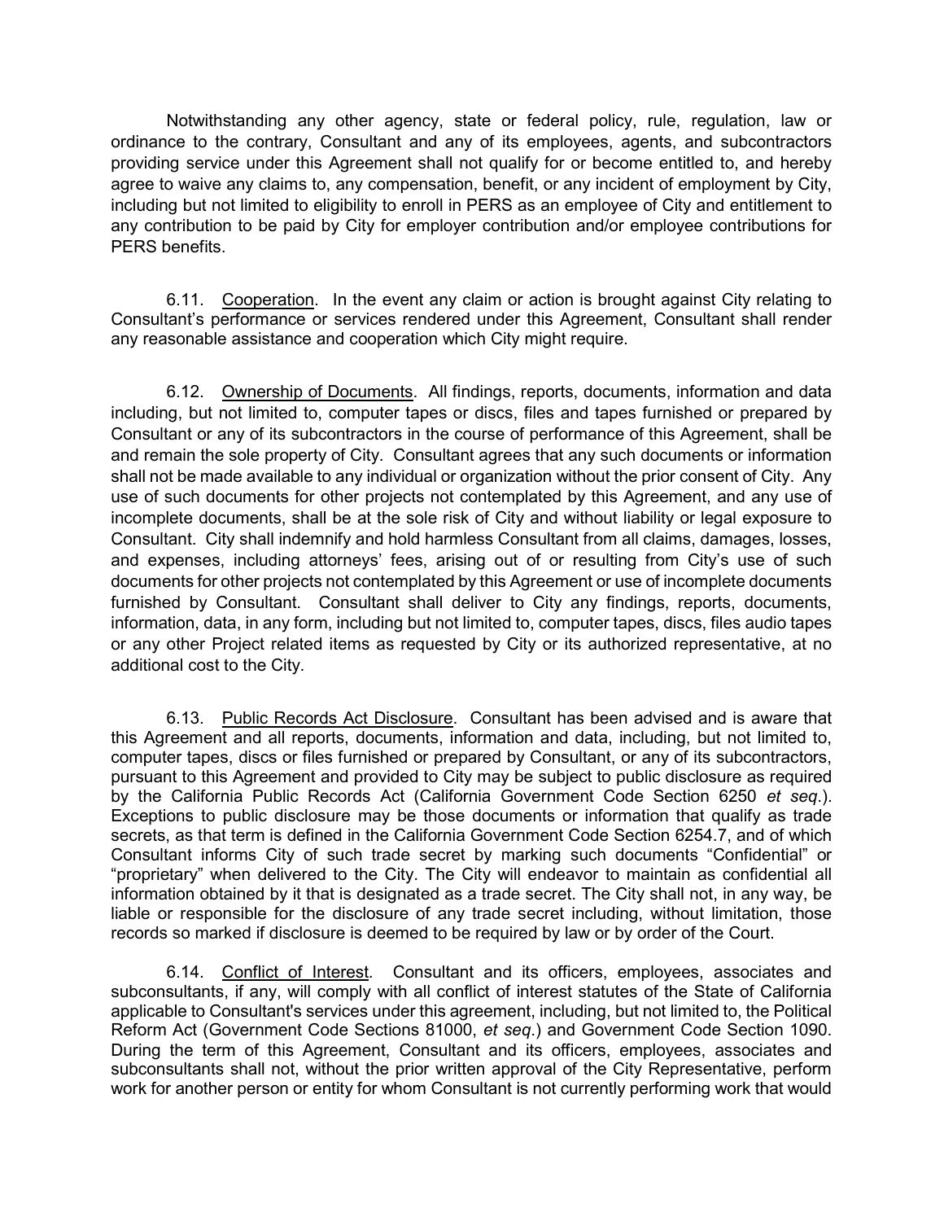Notwithstanding any other agency, state or federal policy, rule, regulation, law or ordinance to the contrary, Consultant and any of its employees, agents, and subcontractors providing service under this Agreement shall not qualify for or become entitled to, and hereby agree to waive any claims to, any compensation, benefit, or any incident of employment by City, including but not limited to eligibility to enroll in PERS as an employee of City and entitlement to any contribution to be paid by City for employer contribution and/or employee contributions for PERS benefits.

6.11. Cooperation. In the event any claim or action is brought against City relating to Consultant's performance or services rendered under this Agreement, Consultant shall render any reasonable assistance and cooperation which City might require.

6.12. Ownership of Documents. All findings, reports, documents, information and data including, but not limited to, computer tapes or discs, files and tapes furnished or prepared by Consultant or any of its subcontractors in the course of performance of this Agreement, shall be and remain the sole property of City. Consultant agrees that any such documents or information shall not be made available to any individual or organization without the prior consent of City. Any use of such documents for other projects not contemplated by this Agreement, and any use of incomplete documents, shall be at the sole risk of City and without liability or legal exposure to Consultant. City shall indemnify and hold harmless Consultant from all claims, damages, losses, and expenses, including attorneys' fees, arising out of or resulting from City's use of such documents for other projects not contemplated by this Agreement or use of incomplete documents furnished by Consultant. Consultant shall deliver to City any findings, reports, documents, information, data, in any form, including but not limited to, computer tapes, discs, files audio tapes or any other Project related items as requested by City or its authorized representative, at no additional cost to the City.

6.13. Public Records Act Disclosure. Consultant has been advised and is aware that this Agreement and all reports, documents, information and data, including, but not limited to, computer tapes, discs or files furnished or prepared by Consultant, or any of its subcontractors, pursuant to this Agreement and provided to City may be subject to public disclosure as required by the California Public Records Act (California Government Code Section 6250 *et seq*.). Exceptions to public disclosure may be those documents or information that qualify as trade secrets, as that term is defined in the California Government Code Section 6254.7, and of which Consultant informs City of such trade secret by marking such documents "Confidential" or "proprietary" when delivered to the City. The City will endeavor to maintain as confidential all information obtained by it that is designated as a trade secret. The City shall not, in any way, be liable or responsible for the disclosure of any trade secret including, without limitation, those records so marked if disclosure is deemed to be required by law or by order of the Court.

6.14. Conflict of Interest. Consultant and its officers, employees, associates and subconsultants, if any, will comply with all conflict of interest statutes of the State of California applicable to Consultant's services under this agreement, including, but not limited to, the Political Reform Act (Government Code Sections 81000, *et seq*.) and Government Code Section 1090. During the term of this Agreement, Consultant and its officers, employees, associates and subconsultants shall not, without the prior written approval of the City Representative, perform work for another person or entity for whom Consultant is not currently performing work that would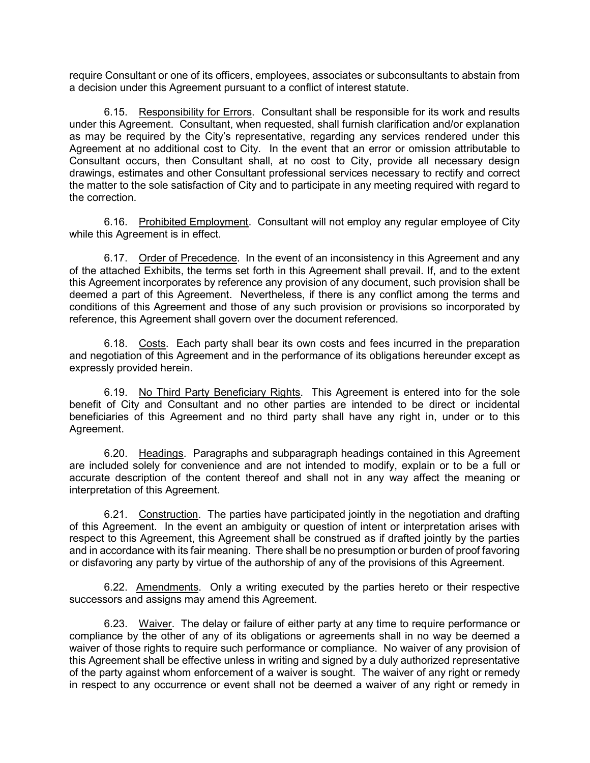require Consultant or one of its officers, employees, associates or subconsultants to abstain from a decision under this Agreement pursuant to a conflict of interest statute.

6.15. Responsibility for Errors. Consultant shall be responsible for its work and results under this Agreement. Consultant, when requested, shall furnish clarification and/or explanation as may be required by the City's representative, regarding any services rendered under this Agreement at no additional cost to City. In the event that an error or omission attributable to Consultant occurs, then Consultant shall, at no cost to City, provide all necessary design drawings, estimates and other Consultant professional services necessary to rectify and correct the matter to the sole satisfaction of City and to participate in any meeting required with regard to the correction.

6.16. Prohibited Employment. Consultant will not employ any regular employee of City while this Agreement is in effect.

6.17. Order of Precedence. In the event of an inconsistency in this Agreement and any of the attached Exhibits, the terms set forth in this Agreement shall prevail. If, and to the extent this Agreement incorporates by reference any provision of any document, such provision shall be deemed a part of this Agreement. Nevertheless, if there is any conflict among the terms and conditions of this Agreement and those of any such provision or provisions so incorporated by reference, this Agreement shall govern over the document referenced.

6.18. Costs. Each party shall bear its own costs and fees incurred in the preparation and negotiation of this Agreement and in the performance of its obligations hereunder except as expressly provided herein.

6.19. No Third Party Beneficiary Rights. This Agreement is entered into for the sole benefit of City and Consultant and no other parties are intended to be direct or incidental beneficiaries of this Agreement and no third party shall have any right in, under or to this Agreement.

6.20. Headings. Paragraphs and subparagraph headings contained in this Agreement are included solely for convenience and are not intended to modify, explain or to be a full or accurate description of the content thereof and shall not in any way affect the meaning or interpretation of this Agreement.

6.21. Construction. The parties have participated jointly in the negotiation and drafting of this Agreement. In the event an ambiguity or question of intent or interpretation arises with respect to this Agreement, this Agreement shall be construed as if drafted jointly by the parties and in accordance with its fair meaning. There shall be no presumption or burden of proof favoring or disfavoring any party by virtue of the authorship of any of the provisions of this Agreement.

6.22. Amendments. Only a writing executed by the parties hereto or their respective successors and assigns may amend this Agreement.

6.23. Waiver. The delay or failure of either party at any time to require performance or compliance by the other of any of its obligations or agreements shall in no way be deemed a waiver of those rights to require such performance or compliance. No waiver of any provision of this Agreement shall be effective unless in writing and signed by a duly authorized representative of the party against whom enforcement of a waiver is sought. The waiver of any right or remedy in respect to any occurrence or event shall not be deemed a waiver of any right or remedy in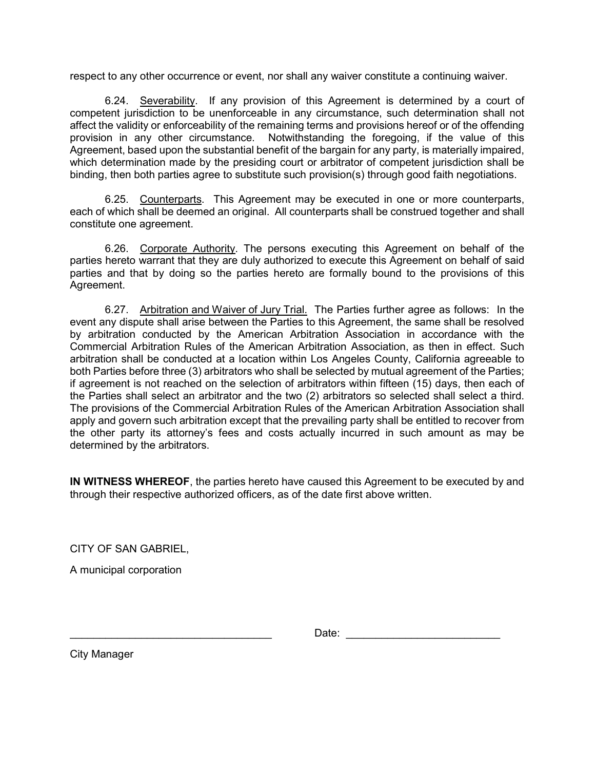respect to any other occurrence or event, nor shall any waiver constitute a continuing waiver.

6.24. Severability. If any provision of this Agreement is determined by a court of competent jurisdiction to be unenforceable in any circumstance, such determination shall not affect the validity or enforceability of the remaining terms and provisions hereof or of the offending provision in any other circumstance. Notwithstanding the foregoing, if the value of this Agreement, based upon the substantial benefit of the bargain for any party, is materially impaired, which determination made by the presiding court or arbitrator of competent jurisdiction shall be binding, then both parties agree to substitute such provision(s) through good faith negotiations.

6.25. Counterparts. This Agreement may be executed in one or more counterparts, each of which shall be deemed an original. All counterparts shall be construed together and shall constitute one agreement.

6.26. Corporate Authority. The persons executing this Agreement on behalf of the parties hereto warrant that they are duly authorized to execute this Agreement on behalf of said parties and that by doing so the parties hereto are formally bound to the provisions of this Agreement.

6.27. Arbitration and Waiver of Jury Trial. The Parties further agree as follows: In the event any dispute shall arise between the Parties to this Agreement, the same shall be resolved by arbitration conducted by the American Arbitration Association in accordance with the Commercial Arbitration Rules of the American Arbitration Association, as then in effect. Such arbitration shall be conducted at a location within Los Angeles County, California agreeable to both Parties before three (3) arbitrators who shall be selected by mutual agreement of the Parties; if agreement is not reached on the selection of arbitrators within fifteen (15) days, then each of the Parties shall select an arbitrator and the two (2) arbitrators so selected shall select a third. The provisions of the Commercial Arbitration Rules of the American Arbitration Association shall apply and govern such arbitration except that the prevailing party shall be entitled to recover from the other party its attorney's fees and costs actually incurred in such amount as may be determined by the arbitrators.

**IN WITNESS WHEREOF**, the parties hereto have caused this Agreement to be executed by and through their respective authorized officers, as of the date first above written.

CITY OF SAN GABRIEL,

A municipal corporation

_________________________________ Date: _________________________

City Manager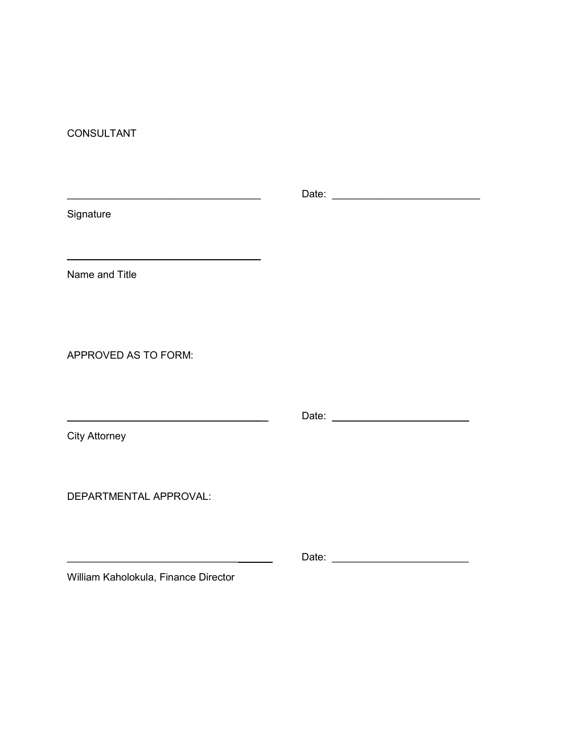CONSULTANT

\_\_\_\_\_\_\_\_\_\_\_\_\_\_\_\_\_\_\_\_\_\_\_\_\_\_\_\_\_\_\_\_\_\_ Date: \_\_\_\_\_\_\_\_\_\_\_\_\_\_\_\_\_\_\_\_\_\_\_\_\_\_

Signature

\_\_\_\_\_\_\_\_\_\_\_\_\_\_\_\_\_\_\_\_\_\_\_\_\_\_\_\_\_\_\_\_\_\_

Name and Title

APPROVED AS TO FORM:

\_\_\_\_\_\_\_\_\_\_\_\_\_\_\_\_\_\_\_\_\_\_\_\_\_\_\_\_\_\_\_\_\_\_ Date: \_\_\_\_\_\_\_\_\_\_\_\_\_\_\_\_\_\_\_\_\_\_\_\_\_\_

City Attorney

DEPARTMENTAL APPROVAL:

\_\_\_\_\_\_\_\_\_\_\_\_\_\_\_\_\_\_\_\_\_\_\_\_\_\_\_\_\_\_\_\_\_\_ Date: \_\_\_\_\_\_\_\_\_\_\_\_\_\_\_\_\_\_\_\_\_\_\_\_\_\_

William Kaholokula, Finance Director